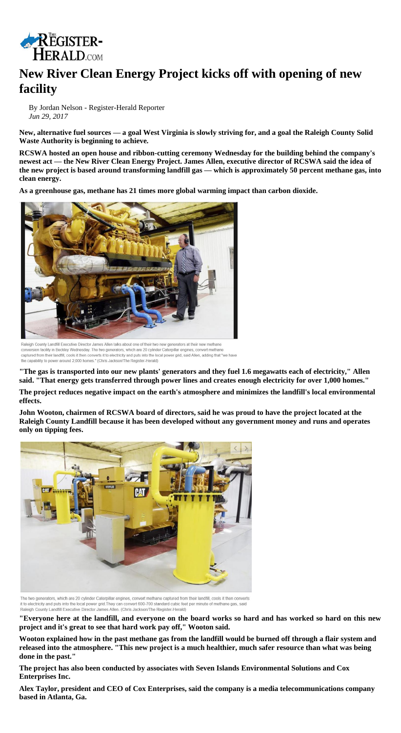# New River Clean Energy Project kicks off with opening of new facility

By Jordan Nelson - Register-Herald Reporter
*Jun 29, 2017*

**New, alternative fuel sources — a goal West Virginia is slowly striving for, and a goal the Raleigh County Solid Waste Authority is beginning to achieve.**

**RCSWA hosted an open house and ribbon-cutting ceremony Wednesday for the building behind the company's newest act — the New River Clean Energy Project. James Allen, executive director of RCSWA said the idea of the new project is based around transforming landfill gas — which is approximately 50 percent methane gas, into clean energy.**

**As a greenhouse gas, methane has 21 times more global warming impact than carbon dioxide.**

Raleigh County Landfill Executive Director James Allen talks about one of their two new generators at their new methane conversion facility in Beckley Wednesday. The two generators, which are 20 cylinder Caterpillar engines, convert methane captured from their landfill, cools it then converts it to electricity and puts into the local power grid, said Allen, adding that "we have the capability to power around 2,000 homes." (Chris Jackson/The Register-Herald)

**"The gas is transported into our new plants' generators and they fuel 1.6 megawatts each of electricity," Allen said. "That energy gets transferred through power lines and creates enough electricity for over 1,000 homes."**

**The project reduces negative impact on the earth's atmosphere and minimizes the landfill's local environmental effects.**

**John Wooton, chairmen of RCSWA board of directors, said he was proud to have the project located at the Raleigh County Landfill because it has been developed without any government money and runs and operates only on tipping fees.**

The two generators, which are 20 cylinder Caterpillar engines, convert methane captured from their landfill, cools it then converts it to electricity and puts into the local power grid.They can convert 600-700 standard cubic feet per minute of methane gas, said Raleigh County Landfill Executive Director James Allen. (Chris Jackson/The Register-Herald)

**"Everyone here at the landfill, and everyone on the board works so hard and has worked so hard on this new project and it's great to see that hard work pay off," Wooton said.**

**Wooton explained how in the past methane gas from the landfill would be burned off through a flair system and released into the atmosphere. "This new project is a much healthier, much safer resource than what was being done in the past."**

**The project has also been conducted by associates with Seven Islands Environmental Solutions and Cox Enterprises Inc.**

**Alex Taylor, president and CEO of Cox Enterprises, said the company is a media telecommunications company based in Atlanta, Ga.**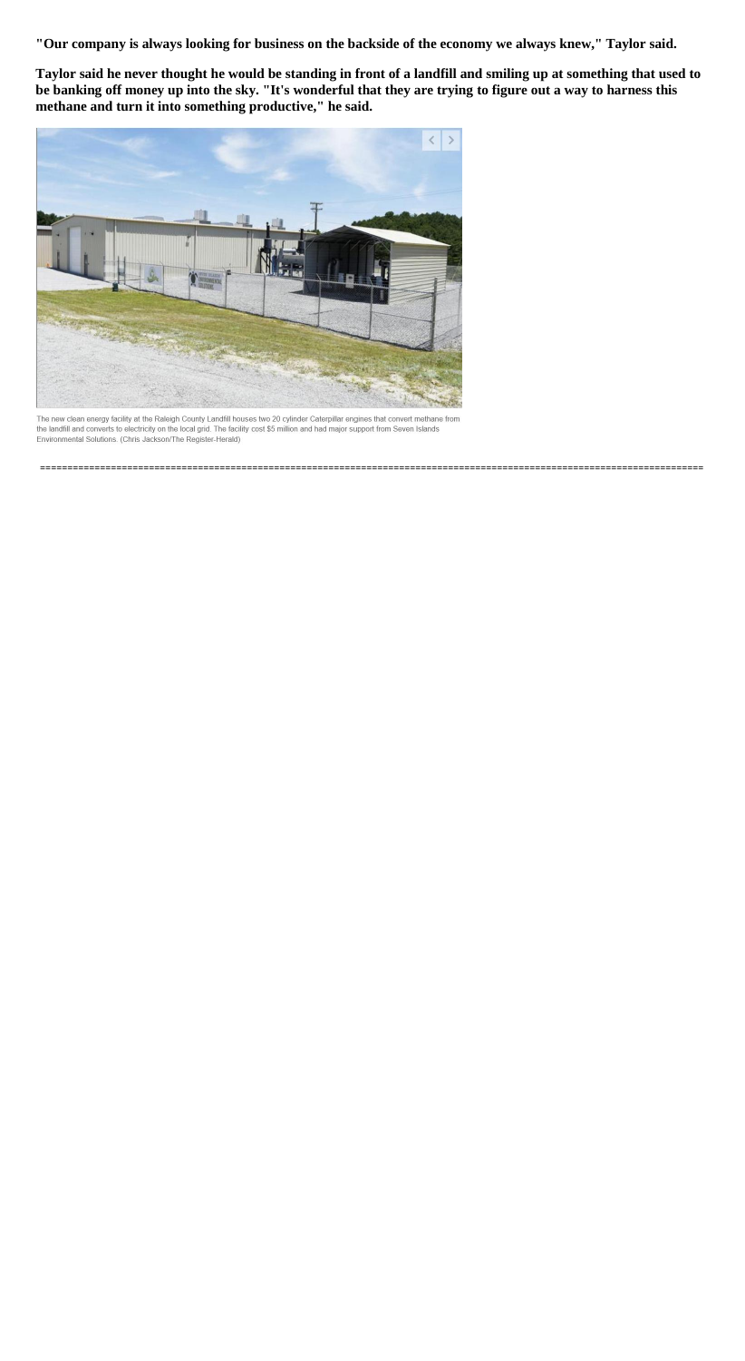**"Our company is always looking for business on the backside of the economy we always knew," Taylor said.**

**Taylor said he never thought he would be standing in front of a landfill and smiling up at something that used to be banking off money up into the sky. "It's wonderful that they are trying to figure out a way to harness this methane and turn it into something productive," he said.**

The new clean energy facility at the Raleigh County Landfill houses two 20 cylinder Caterpillar engines that convert methane from the landfill and converts to electricity on the local grid. The facility cost $5 million and had major support from Seven Islands Environmental Solutions. (Chris Jackson/The Register-Herald)

==================================================================================================================